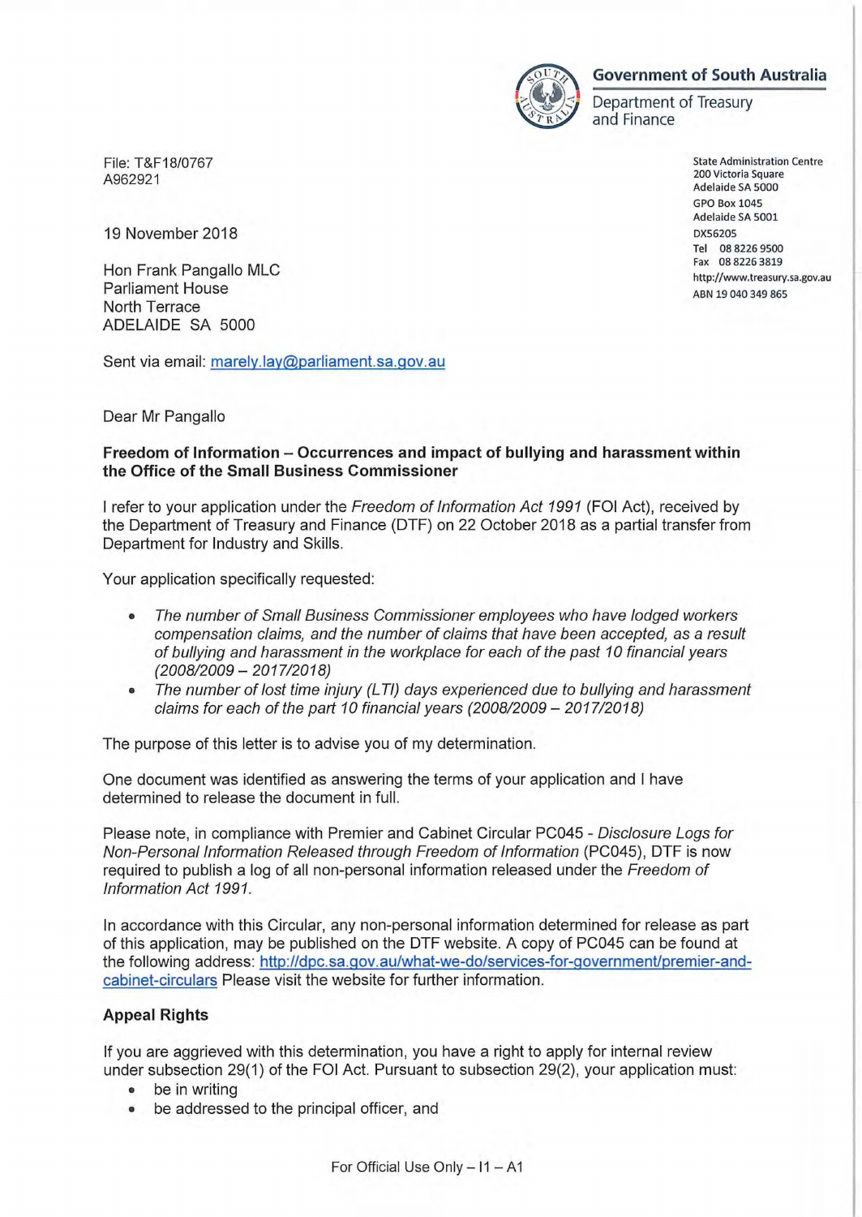**Government of South Australia**
Department of Treasury and Finance

File: T&F18/0767
A962921

State Administration Centre
200 Victoria Square
Adelaide SA 5000
GPO Box 1045
Adelaide SA 5001
DX56205
Tel 08 8226 9500
Fax 08 8226 3819
http://www.treasury.sa.gov.au
ABN 19 040 349 865

19 November 2018

Hon Frank Pangallo MLC
Parliament House
North Terrace
ADELAIDE SA 5000

Sent via email: marely.lay@parliament.sa.gov.au

Dear Mr Pangallo

**Freedom of Information – Occurrences and impact of bullying and harassment within the Office of the Small Business Commissioner**

I refer to your application under the *Freedom of Information Act 1991* (FOI Act), received by the Department of Treasury and Finance (DTF) on 22 October 2018 as a partial transfer from Department for Industry and Skills.

Your application specifically requested:

- *The number of Small Business Commissioner employees who have lodged workers compensation claims, and the number of claims that have been accepted, as a result of bullying and harassment in the workplace for each of the past 10 financial years (2008/2009 – 2017/2018)*
- *The number of lost time injury (LTI) days experienced due to bullying and harassment claims for each of the part 10 financial years (2008/2009 – 2017/2018)*

The purpose of this letter is to advise you of my determination.

One document was identified as answering the terms of your application and I have determined to release the document in full.

Please note, in compliance with Premier and Cabinet Circular PC045 - *Disclosure Logs for Non-Personal Information Released through Freedom of Information* (PC045), DTF is now required to publish a log of all non-personal information released under the *Freedom of Information Act 1991.*

In accordance with this Circular, any non-personal information determined for release as part of this application, may be published on the DTF website. A copy of PC045 can be found at the following address: http://dpc.sa.gov.au/what-we-do/services-for-government/premier-and-cabinet-circulars Please visit the website for further information.

**Appeal Rights**

If you are aggrieved with this determination, you have a right to apply for internal review under subsection 29(1) of the FOI Act. Pursuant to subsection 29(2), your application must:

- be in writing
- be addressed to the principal officer, and

For Official Use Only – I1 – A1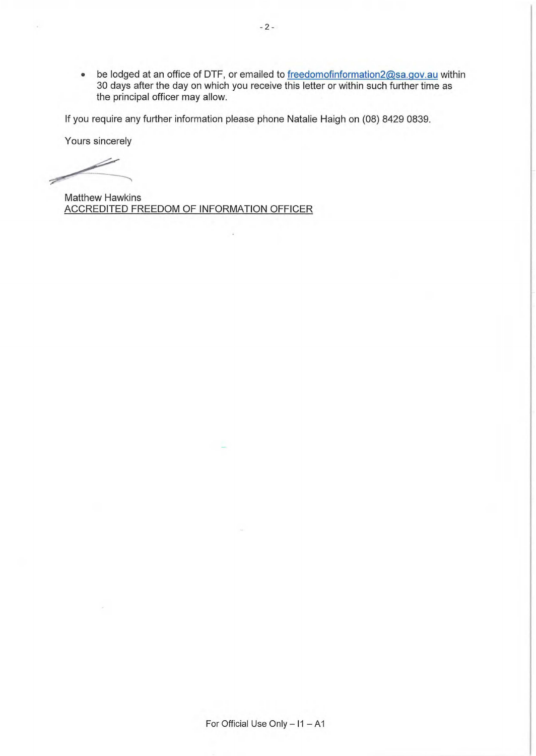- be lodged at an office of DTF, or emailed to freedomofinformation2@sa.gov.au within 30 days after the day on which you receive this letter or within such further time as the principal officer may allow.

If you require any further information please phone Natalie Haigh on (08) 8429 0839.

Yours sincerely

Matthew Hawkins
ACCREDITED FREEDOM OF INFORMATION OFFICER

For Official Use Only – I1 – A1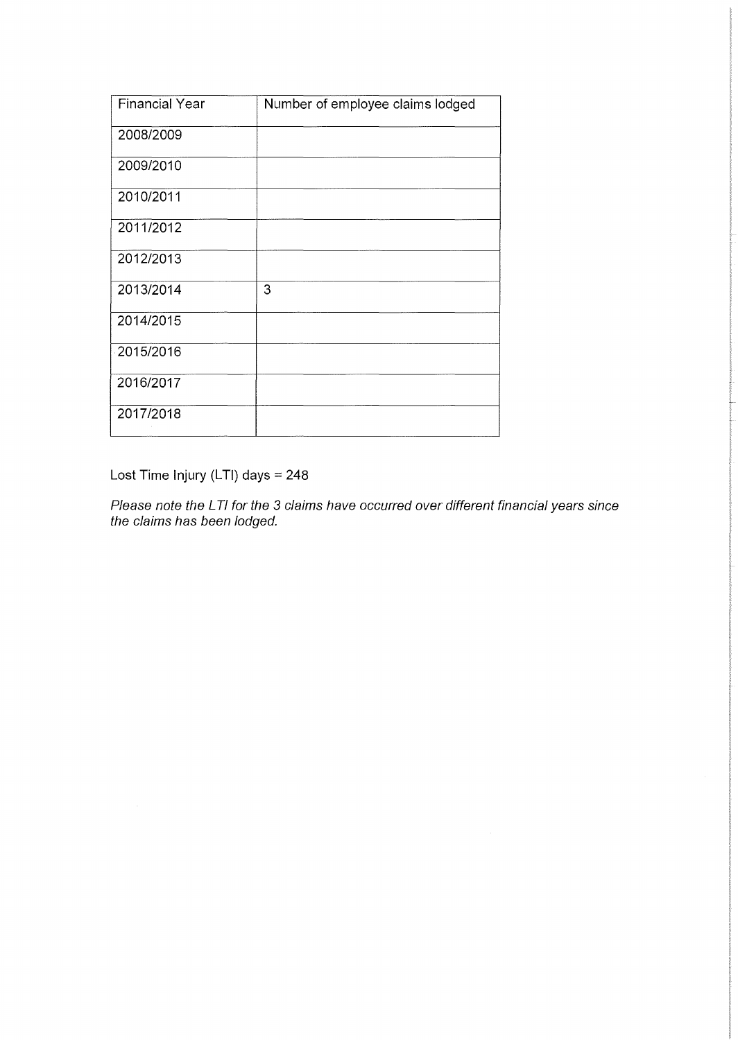| Financial Year | Number of employee claims lodged |
|---|---|
| 2008/2009 | |
| 2009/2010 | |
| 2010/2011 | |
| 2011/2012 | |
| 2012/2013 | |
| 2013/2014 | 3 |
| 2014/2015 | |
| 2015/2016 | |
| 2016/2017 | |
| 2017/2018 | |

Lost Time Injury (LTI) days = 248

*Please note the LTI for the 3 claims have occurred over different financial years since the claims has been lodged.*